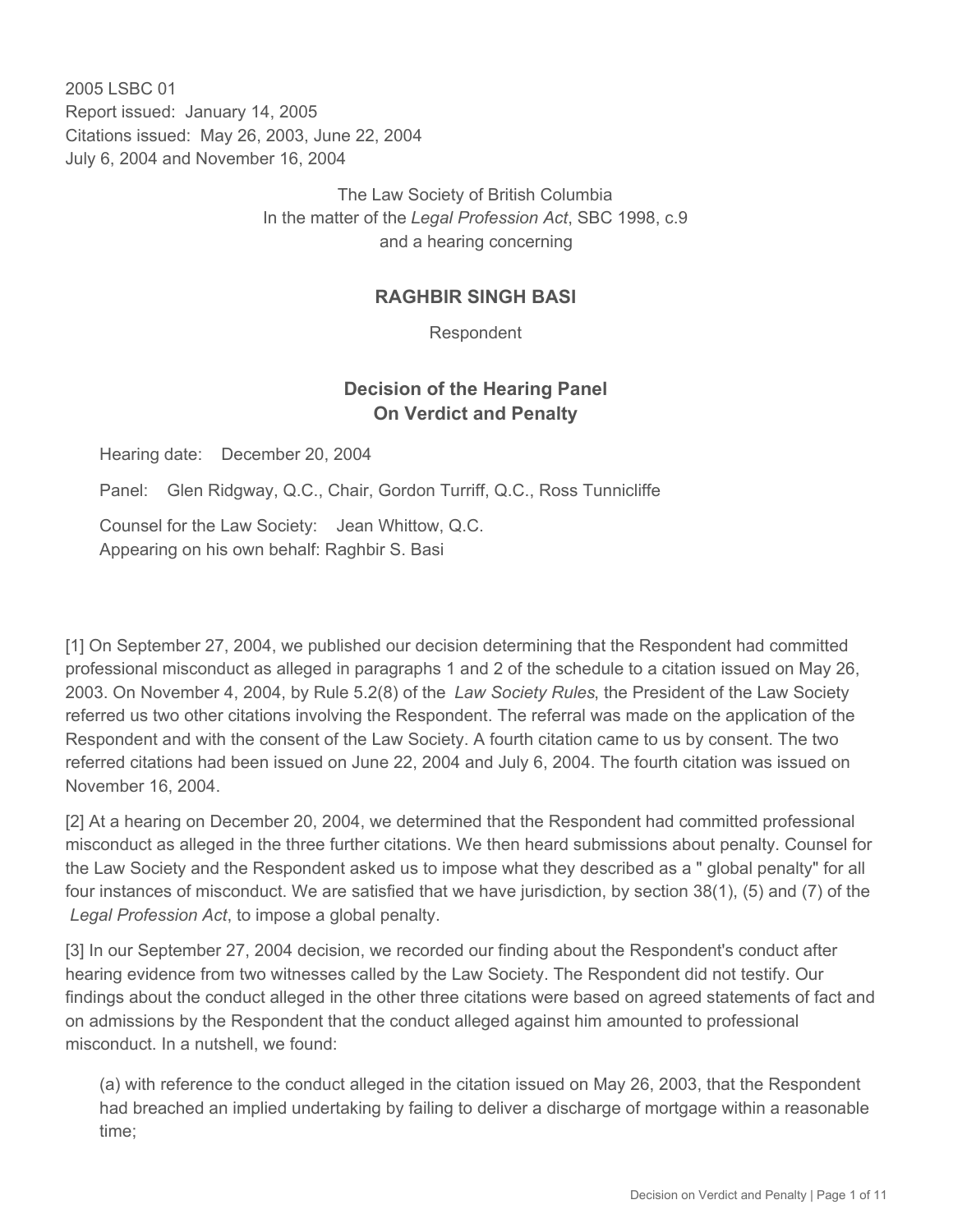2005 LSBC 01
Report issued: January 14, 2005
Citations issued: May 26, 2003, June 22, 2004
July 6, 2004 and November 16, 2004

The Law Society of British Columbia
In the matter of the *Legal Profession Act*, SBC 1998, c.9
and a hearing concerning

**RAGHBIR SINGH BASI**

Respondent

## Decision of the Hearing Panel On Verdict and Penalty

Hearing date: December 20, 2004

Panel: Glen Ridgway, Q.C., Chair, Gordon Turriff, Q.C., Ross Tunnicliffe

Counsel for the Law Society: Jean Whittow, Q.C.
Appearing on his own behalf: Raghbir S. Basi

[1] On September 27, 2004, we published our decision determining that the Respondent had committed professional misconduct as alleged in paragraphs 1 and 2 of the schedule to a citation issued on May 26, 2003. On November 4, 2004, by Rule 5.2(8) of the *Law Society Rules*, the President of the Law Society referred us two other citations involving the Respondent. The referral was made on the application of the Respondent and with the consent of the Law Society. A fourth citation came to us by consent. The two referred citations had been issued on June 22, 2004 and July 6, 2004. The fourth citation was issued on November 16, 2004.

[2] At a hearing on December 20, 2004, we determined that the Respondent had committed professional misconduct as alleged in the three further citations. We then heard submissions about penalty. Counsel for the Law Society and the Respondent asked us to impose what they described as a " global penalty" for all four instances of misconduct. We are satisfied that we have jurisdiction, by section 38(1), (5) and (7) of the *Legal Profession Act*, to impose a global penalty.

[3] In our September 27, 2004 decision, we recorded our finding about the Respondent's conduct after hearing evidence from two witnesses called by the Law Society. The Respondent did not testify. Our findings about the conduct alleged in the other three citations were based on agreed statements of fact and on admissions by the Respondent that the conduct alleged against him amounted to professional misconduct. In a nutshell, we found:

(a) with reference to the conduct alleged in the citation issued on May 26, 2003, that the Respondent had breached an implied undertaking by failing to deliver a discharge of mortgage within a reasonable time;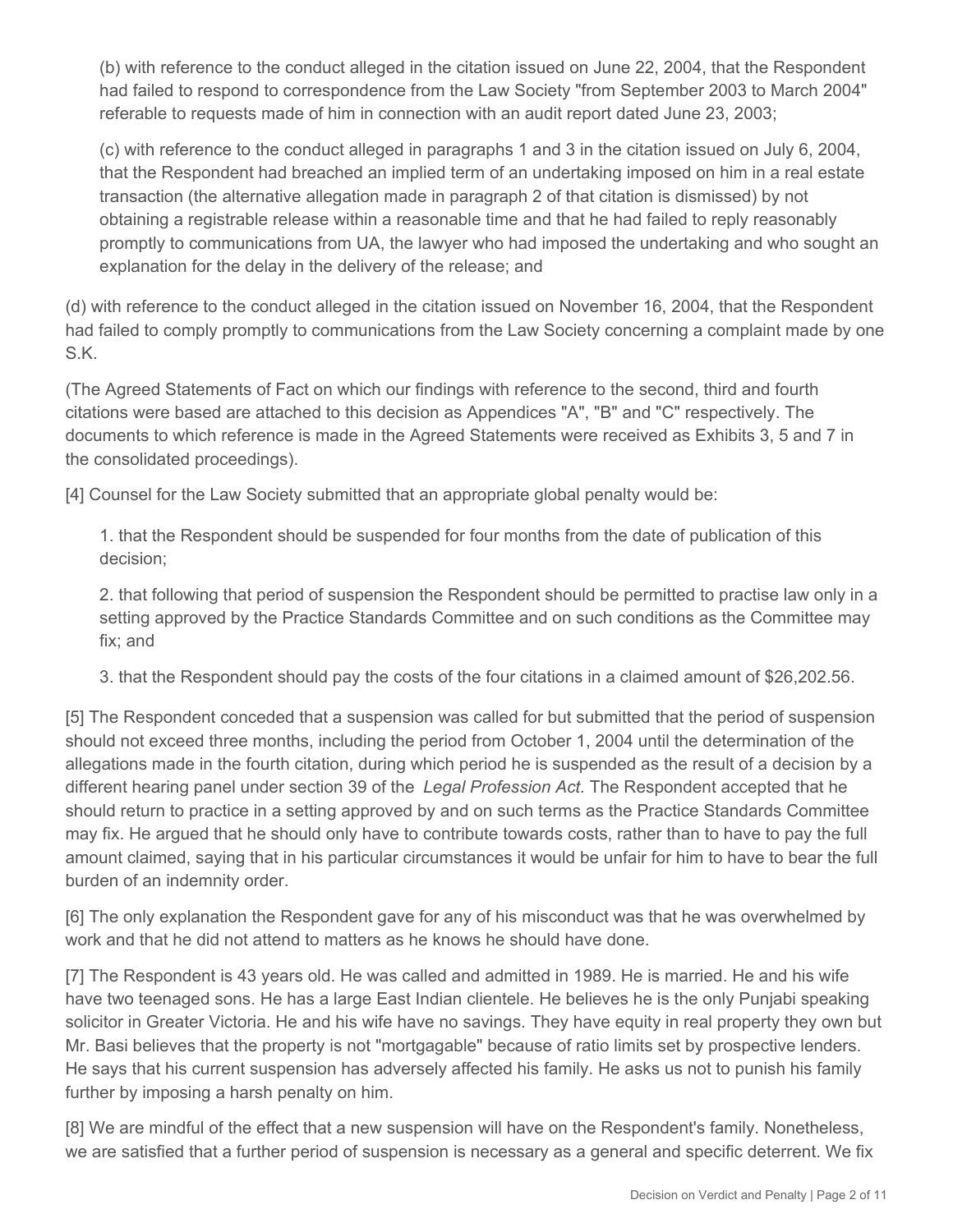(b) with reference to the conduct alleged in the citation issued on June 22, 2004, that the Respondent had failed to respond to correspondence from the Law Society "from September 2003 to March 2004" referable to requests made of him in connection with an audit report dated June 23, 2003;

(c) with reference to the conduct alleged in paragraphs 1 and 3 in the citation issued on July 6, 2004, that the Respondent had breached an implied term of an undertaking imposed on him in a real estate transaction (the alternative allegation made in paragraph 2 of that citation is dismissed) by not obtaining a registrable release within a reasonable time and that he had failed to reply reasonably promptly to communications from UA, the lawyer who had imposed the undertaking and who sought an explanation for the delay in the delivery of the release; and

(d) with reference to the conduct alleged in the citation issued on November 16, 2004, that the Respondent had failed to comply promptly to communications from the Law Society concerning a complaint made by one S.K.

(The Agreed Statements of Fact on which our findings with reference to the second, third and fourth citations were based are attached to this decision as Appendices "A", "B" and "C" respectively. The documents to which reference is made in the Agreed Statements were received as Exhibits 3, 5 and 7 in the consolidated proceedings).

[4] Counsel for the Law Society submitted that an appropriate global penalty would be:

1. that the Respondent should be suspended for four months from the date of publication of this decision;

2. that following that period of suspension the Respondent should be permitted to practise law only in a setting approved by the Practice Standards Committee and on such conditions as the Committee may fix; and

3. that the Respondent should pay the costs of the four citations in a claimed amount of $26,202.56.

[5] The Respondent conceded that a suspension was called for but submitted that the period of suspension should not exceed three months, including the period from October 1, 2004 until the determination of the allegations made in the fourth citation, during which period he is suspended as the result of a decision by a different hearing panel under section 39 of the *Legal Profession Act.* The Respondent accepted that he should return to practice in a setting approved by and on such terms as the Practice Standards Committee may fix. He argued that he should only have to contribute towards costs, rather than to have to pay the full amount claimed, saying that in his particular circumstances it would be unfair for him to have to bear the full burden of an indemnity order.

[6] The only explanation the Respondent gave for any of his misconduct was that he was overwhelmed by work and that he did not attend to matters as he knows he should have done.

[7] The Respondent is 43 years old. He was called and admitted in 1989. He is married. He and his wife have two teenaged sons. He has a large East Indian clientele. He believes he is the only Punjabi speaking solicitor in Greater Victoria. He and his wife have no savings. They have equity in real property they own but Mr. Basi believes that the property is not "mortgagable" because of ratio limits set by prospective lenders. He says that his current suspension has adversely affected his family. He asks us not to punish his family further by imposing a harsh penalty on him.

[8] We are mindful of the effect that a new suspension will have on the Respondent's family. Nonetheless, we are satisfied that a further period of suspension is necessary as a general and specific deterrent. We fix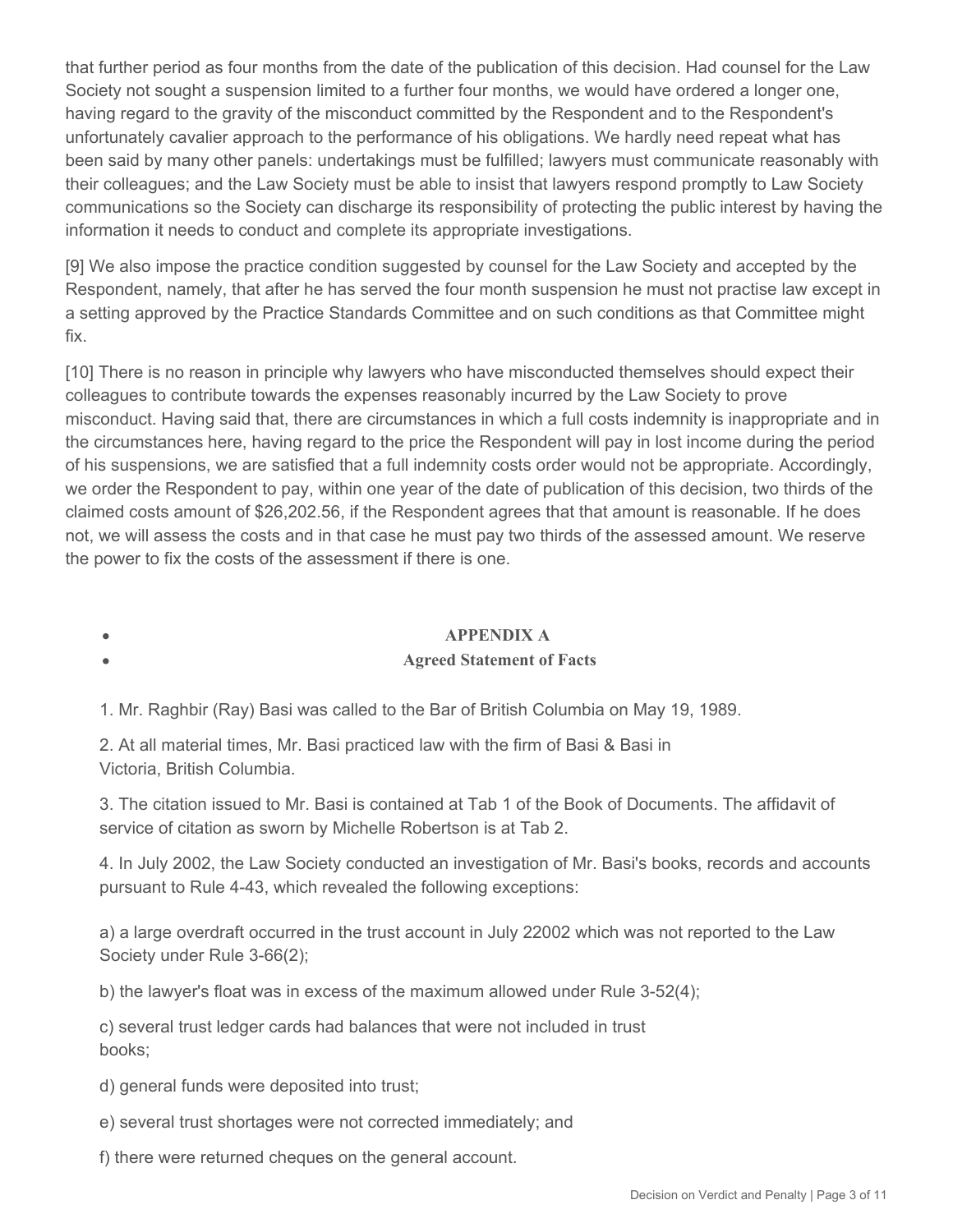that further period as four months from the date of the publication of this decision. Had counsel for the Law Society not sought a suspension limited to a further four months, we would have ordered a longer one, having regard to the gravity of the misconduct committed by the Respondent and to the Respondent's unfortunately cavalier approach to the performance of his obligations. We hardly need repeat what has been said by many other panels: undertakings must be fulfilled; lawyers must communicate reasonably with their colleagues; and the Law Society must be able to insist that lawyers respond promptly to Law Society communications so the Society can discharge its responsibility of protecting the public interest by having the information it needs to conduct and complete its appropriate investigations.

[9] We also impose the practice condition suggested by counsel for the Law Society and accepted by the Respondent, namely, that after he has served the four month suspension he must not practise law except in a setting approved by the Practice Standards Committee and on such conditions as that Committee might fix.

[10] There is no reason in principle why lawyers who have misconducted themselves should expect their colleagues to contribute towards the expenses reasonably incurred by the Law Society to prove misconduct. Having said that, there are circumstances in which a full costs indemnity is inappropriate and in the circumstances here, having regard to the price the Respondent will pay in lost income during the period of his suspensions, we are satisfied that a full indemnity costs order would not be appropriate. Accordingly, we order the Respondent to pay, within one year of the date of publication of this decision, two thirds of the claimed costs amount of $26,202.56, if the Respondent agrees that that amount is reasonable. If he does not, we will assess the costs and in that case he must pay two thirds of the assessed amount. We reserve the power to fix the costs of the assessment if there is one.

## APPENDIX A

## Agreed Statement of Facts

1. Mr. Raghbir (Ray) Basi was called to the Bar of British Columbia on May 19, 1989.

2. At all material times, Mr. Basi practiced law with the firm of Basi & Basi in Victoria, British Columbia.

3. The citation issued to Mr. Basi is contained at Tab 1 of the Book of Documents. The affidavit of service of citation as sworn by Michelle Robertson is at Tab 2.

4. In July 2002, the Law Society conducted an investigation of Mr. Basi's books, records and accounts pursuant to Rule 4-43, which revealed the following exceptions:

a) a large overdraft occurred in the trust account in July 22002 which was not reported to the Law Society under Rule 3-66(2);

b) the lawyer's float was in excess of the maximum allowed under Rule 3-52(4);

c) several trust ledger cards had balances that were not included in trust books;

d) general funds were deposited into trust;

e) several trust shortages were not corrected immediately; and

f) there were returned cheques on the general account.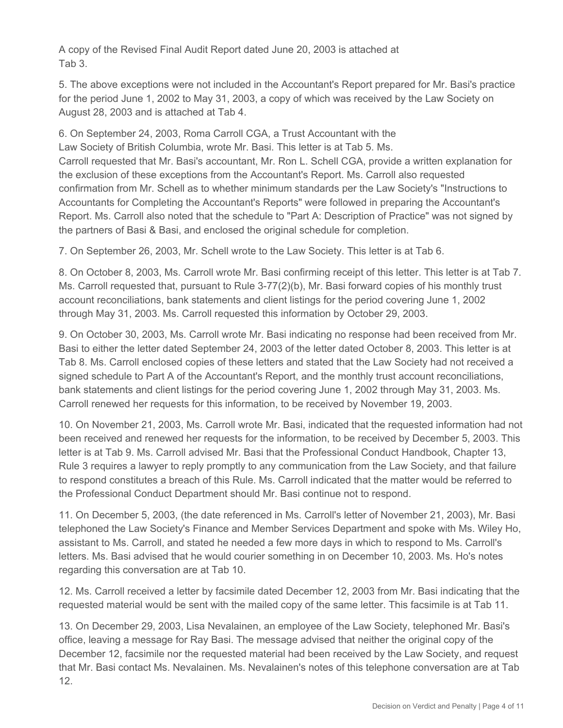A copy of the Revised Final Audit Report dated June 20, 2003 is attached at Tab 3.

5. The above exceptions were not included in the Accountant's Report prepared for Mr. Basi's practice for the period June 1, 2002 to May 31, 2003, a copy of which was received by the Law Society on August 28, 2003 and is attached at Tab 4.

6. On September 24, 2003, Roma Carroll CGA, a Trust Accountant with the Law Society of British Columbia, wrote Mr. Basi. This letter is at Tab 5. Ms. Carroll requested that Mr. Basi's accountant, Mr. Ron L. Schell CGA, provide a written explanation for the exclusion of these exceptions from the Accountant's Report. Ms. Carroll also requested confirmation from Mr. Schell as to whether minimum standards per the Law Society's "Instructions to Accountants for Completing the Accountant's Reports" were followed in preparing the Accountant's Report. Ms. Carroll also noted that the schedule to "Part A: Description of Practice" was not signed by the partners of Basi & Basi, and enclosed the original schedule for completion.

7. On September 26, 2003, Mr. Schell wrote to the Law Society. This letter is at Tab 6.

8. On October 8, 2003, Ms. Carroll wrote Mr. Basi confirming receipt of this letter. This letter is at Tab 7. Ms. Carroll requested that, pursuant to Rule 3-77(2)(b), Mr. Basi forward copies of his monthly trust account reconciliations, bank statements and client listings for the period covering June 1, 2002 through May 31, 2003. Ms. Carroll requested this information by October 29, 2003.

9. On October 30, 2003, Ms. Carroll wrote Mr. Basi indicating no response had been received from Mr. Basi to either the letter dated September 24, 2003 of the letter dated October 8, 2003. This letter is at Tab 8. Ms. Carroll enclosed copies of these letters and stated that the Law Society had not received a signed schedule to Part A of the Accountant's Report, and the monthly trust account reconciliations, bank statements and client listings for the period covering June 1, 2002 through May 31, 2003. Ms. Carroll renewed her requests for this information, to be received by November 19, 2003.

10. On November 21, 2003, Ms. Carroll wrote Mr. Basi, indicated that the requested information had not been received and renewed her requests for the information, to be received by December 5, 2003. This letter is at Tab 9. Ms. Carroll advised Mr. Basi that the Professional Conduct Handbook, Chapter 13, Rule 3 requires a lawyer to reply promptly to any communication from the Law Society, and that failure to respond constitutes a breach of this Rule. Ms. Carroll indicated that the matter would be referred to the Professional Conduct Department should Mr. Basi continue not to respond.

11. On December 5, 2003, (the date referenced in Ms. Carroll's letter of November 21, 2003), Mr. Basi telephoned the Law Society's Finance and Member Services Department and spoke with Ms. Wiley Ho, assistant to Ms. Carroll, and stated he needed a few more days in which to respond to Ms. Carroll's letters. Ms. Basi advised that he would courier something in on December 10, 2003. Ms. Ho's notes regarding this conversation are at Tab 10.

12. Ms. Carroll received a letter by facsimile dated December 12, 2003 from Mr. Basi indicating that the requested material would be sent with the mailed copy of the same letter. This facsimile is at Tab 11.

13. On December 29, 2003, Lisa Nevalainen, an employee of the Law Society, telephoned Mr. Basi's office, leaving a message for Ray Basi. The message advised that neither the original copy of the December 12, facsimile nor the requested material had been received by the Law Society, and request that Mr. Basi contact Ms. Nevalainen. Ms. Nevalainen's notes of this telephone conversation are at Tab 12.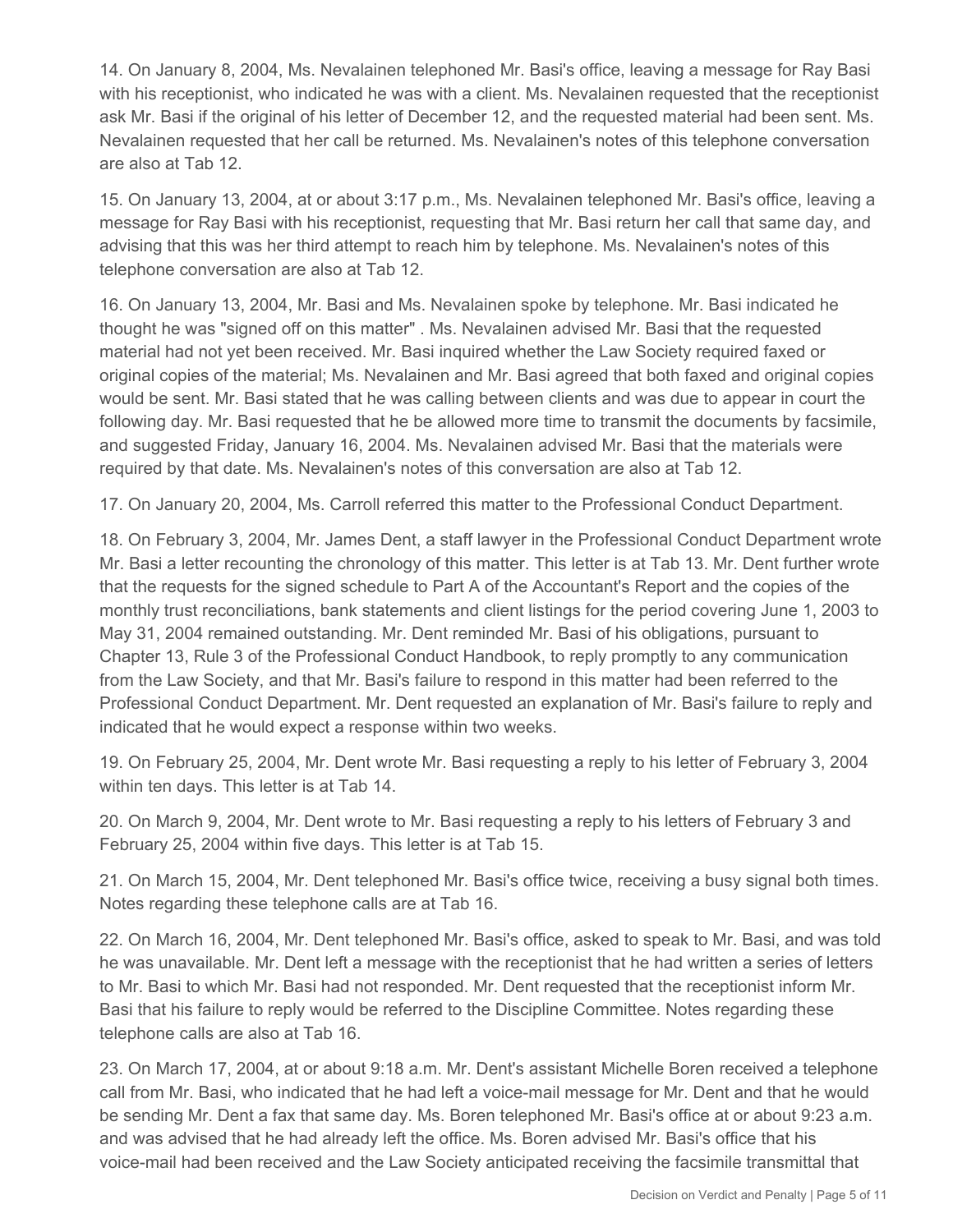14. On January 8, 2004, Ms. Nevalainen telephoned Mr. Basi's office, leaving a message for Ray Basi with his receptionist, who indicated he was with a client. Ms. Nevalainen requested that the receptionist ask Mr. Basi if the original of his letter of December 12, and the requested material had been sent. Ms. Nevalainen requested that her call be returned. Ms. Nevalainen's notes of this telephone conversation are also at Tab 12.

15. On January 13, 2004, at or about 3:17 p.m., Ms. Nevalainen telephoned Mr. Basi's office, leaving a message for Ray Basi with his receptionist, requesting that Mr. Basi return her call that same day, and advising that this was her third attempt to reach him by telephone. Ms. Nevalainen's notes of this telephone conversation are also at Tab 12.

16. On January 13, 2004, Mr. Basi and Ms. Nevalainen spoke by telephone. Mr. Basi indicated he thought he was "signed off on this matter" . Ms. Nevalainen advised Mr. Basi that the requested material had not yet been received. Mr. Basi inquired whether the Law Society required faxed or original copies of the material; Ms. Nevalainen and Mr. Basi agreed that both faxed and original copies would be sent. Mr. Basi stated that he was calling between clients and was due to appear in court the following day. Mr. Basi requested that he be allowed more time to transmit the documents by facsimile, and suggested Friday, January 16, 2004. Ms. Nevalainen advised Mr. Basi that the materials were required by that date. Ms. Nevalainen's notes of this conversation are also at Tab 12.

17. On January 20, 2004, Ms. Carroll referred this matter to the Professional Conduct Department.

18. On February 3, 2004, Mr. James Dent, a staff lawyer in the Professional Conduct Department wrote Mr. Basi a letter recounting the chronology of this matter. This letter is at Tab 13. Mr. Dent further wrote that the requests for the signed schedule to Part A of the Accountant's Report and the copies of the monthly trust reconciliations, bank statements and client listings for the period covering June 1, 2003 to May 31, 2004 remained outstanding. Mr. Dent reminded Mr. Basi of his obligations, pursuant to Chapter 13, Rule 3 of the Professional Conduct Handbook, to reply promptly to any communication from the Law Society, and that Mr. Basi's failure to respond in this matter had been referred to the Professional Conduct Department. Mr. Dent requested an explanation of Mr. Basi's failure to reply and indicated that he would expect a response within two weeks.

19. On February 25, 2004, Mr. Dent wrote Mr. Basi requesting a reply to his letter of February 3, 2004 within ten days. This letter is at Tab 14.

20. On March 9, 2004, Mr. Dent wrote to Mr. Basi requesting a reply to his letters of February 3 and February 25, 2004 within five days. This letter is at Tab 15.

21. On March 15, 2004, Mr. Dent telephoned Mr. Basi's office twice, receiving a busy signal both times. Notes regarding these telephone calls are at Tab 16.

22. On March 16, 2004, Mr. Dent telephoned Mr. Basi's office, asked to speak to Mr. Basi, and was told he was unavailable. Mr. Dent left a message with the receptionist that he had written a series of letters to Mr. Basi to which Mr. Basi had not responded. Mr. Dent requested that the receptionist inform Mr. Basi that his failure to reply would be referred to the Discipline Committee. Notes regarding these telephone calls are also at Tab 16.

23. On March 17, 2004, at or about 9:18 a.m. Mr. Dent's assistant Michelle Boren received a telephone call from Mr. Basi, who indicated that he had left a voice-mail message for Mr. Dent and that he would be sending Mr. Dent a fax that same day. Ms. Boren telephoned Mr. Basi's office at or about 9:23 a.m. and was advised that he had already left the office. Ms. Boren advised Mr. Basi's office that his voice-mail had been received and the Law Society anticipated receiving the facsimile transmittal that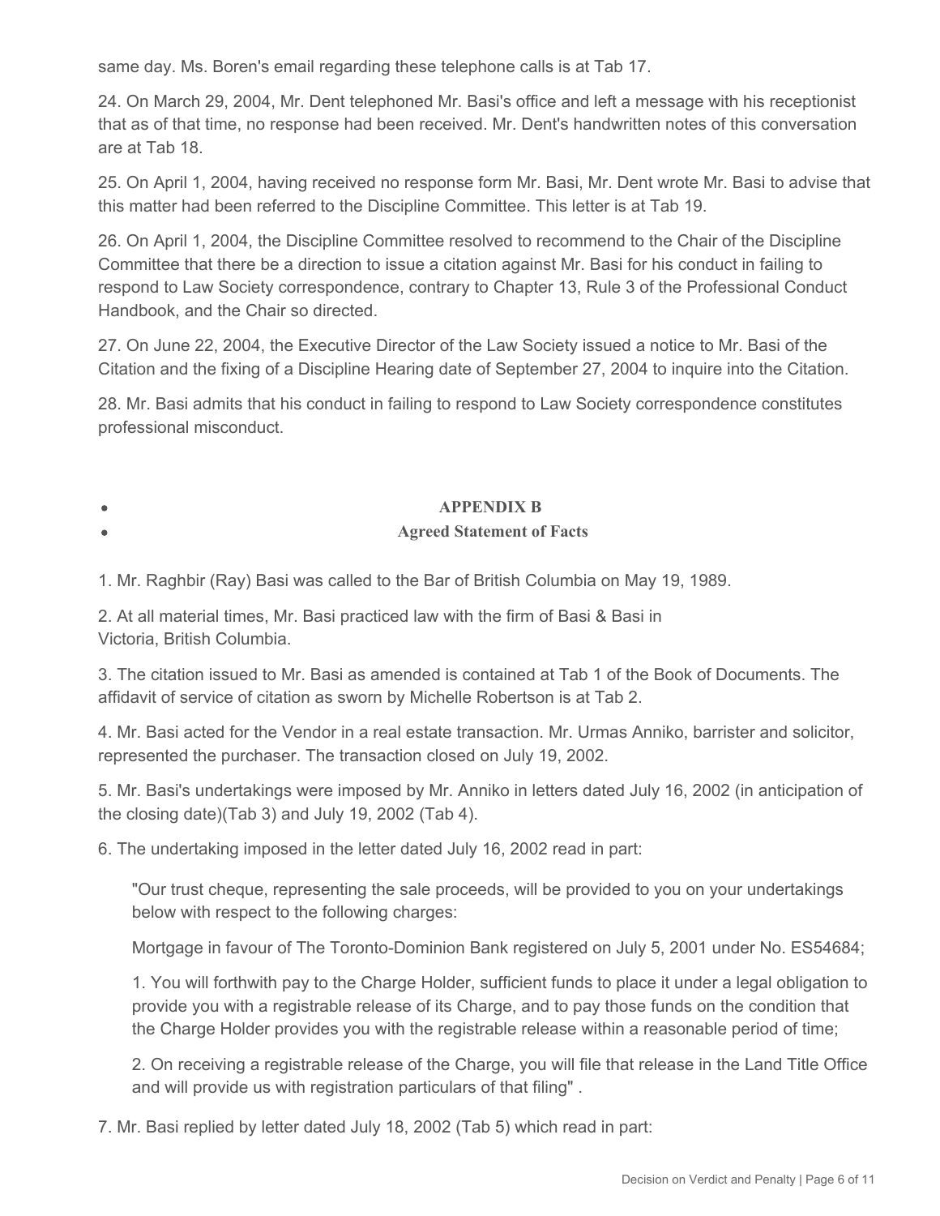same day. Ms. Boren's email regarding these telephone calls is at Tab 17.

24. On March 29, 2004, Mr. Dent telephoned Mr. Basi's office and left a message with his receptionist that as of that time, no response had been received. Mr. Dent's handwritten notes of this conversation are at Tab 18.

25. On April 1, 2004, having received no response form Mr. Basi, Mr. Dent wrote Mr. Basi to advise that this matter had been referred to the Discipline Committee. This letter is at Tab 19.

26. On April 1, 2004, the Discipline Committee resolved to recommend to the Chair of the Discipline Committee that there be a direction to issue a citation against Mr. Basi for his conduct in failing to respond to Law Society correspondence, contrary to Chapter 13, Rule 3 of the Professional Conduct Handbook, and the Chair so directed.

27. On June 22, 2004, the Executive Director of the Law Society issued a notice to Mr. Basi of the Citation and the fixing of a Discipline Hearing date of September 27, 2004 to inquire into the Citation.

28. Mr. Basi admits that his conduct in failing to respond to Law Society correspondence constitutes professional misconduct.

## APPENDIX B

## Agreed Statement of Facts

1. Mr. Raghbir (Ray) Basi was called to the Bar of British Columbia on May 19, 1989.

2. At all material times, Mr. Basi practiced law with the firm of Basi & Basi in Victoria, British Columbia.

3. The citation issued to Mr. Basi as amended is contained at Tab 1 of the Book of Documents. The affidavit of service of citation as sworn by Michelle Robertson is at Tab 2.

4. Mr. Basi acted for the Vendor in a real estate transaction. Mr. Urmas Anniko, barrister and solicitor, represented the purchaser. The transaction closed on July 19, 2002.

5. Mr. Basi's undertakings were imposed by Mr. Anniko in letters dated July 16, 2002 (in anticipation of the closing date)(Tab 3) and July 19, 2002 (Tab 4).

6. The undertaking imposed in the letter dated July 16, 2002 read in part:

> "Our trust cheque, representing the sale proceeds, will be provided to you on your undertakings below with respect to the following charges:
>
> Mortgage in favour of The Toronto-Dominion Bank registered on July 5, 2001 under No. ES54684;
>
> 1. You will forthwith pay to the Charge Holder, sufficient funds to place it under a legal obligation to provide you with a registrable release of its Charge, and to pay those funds on the condition that the Charge Holder provides you with the registrable release within a reasonable period of time;
>
> 2. On receiving a registrable release of the Charge, you will file that release in the Land Title Office and will provide us with registration particulars of that filing" .

7. Mr. Basi replied by letter dated July 18, 2002 (Tab 5) which read in part: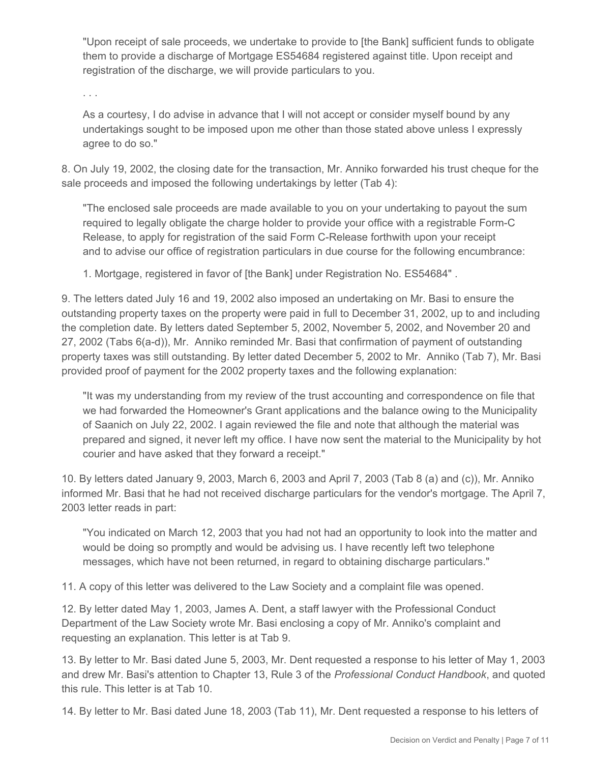"Upon receipt of sale proceeds, we undertake to provide to [the Bank] sufficient funds to obligate them to provide a discharge of Mortgage ES54684 registered against title. Upon receipt and registration of the discharge, we will provide particulars to you.

. . .

As a courtesy, I do advise in advance that I will not accept or consider myself bound by any undertakings sought to be imposed upon me other than those stated above unless I expressly agree to do so."

8. On July 19, 2002, the closing date for the transaction, Mr. Anniko forwarded his trust cheque for the sale proceeds and imposed the following undertakings by letter (Tab 4):

"The enclosed sale proceeds are made available to you on your undertaking to payout the sum required to legally obligate the charge holder to provide your office with a registrable Form-C Release, to apply for registration of the said Form C-Release forthwith upon your receipt and to advise our office of registration particulars in due course for the following encumbrance:

1. Mortgage, registered in favor of [the Bank] under Registration No. ES54684" .

9. The letters dated July 16 and 19, 2002 also imposed an undertaking on Mr. Basi to ensure the outstanding property taxes on the property were paid in full to December 31, 2002, up to and including the completion date. By letters dated September 5, 2002, November 5, 2002, and November 20 and 27, 2002 (Tabs 6(a-d)), Mr. Anniko reminded Mr. Basi that confirmation of payment of outstanding property taxes was still outstanding. By letter dated December 5, 2002 to Mr. Anniko (Tab 7), Mr. Basi provided proof of payment for the 2002 property taxes and the following explanation:

"It was my understanding from my review of the trust accounting and correspondence on file that we had forwarded the Homeowner's Grant applications and the balance owing to the Municipality of Saanich on July 22, 2002. I again reviewed the file and note that although the material was prepared and signed, it never left my office. I have now sent the material to the Municipality by hot courier and have asked that they forward a receipt."

10. By letters dated January 9, 2003, March 6, 2003 and April 7, 2003 (Tab 8 (a) and (c)), Mr. Anniko informed Mr. Basi that he had not received discharge particulars for the vendor's mortgage. The April 7, 2003 letter reads in part:

"You indicated on March 12, 2003 that you had not had an opportunity to look into the matter and would be doing so promptly and would be advising us. I have recently left two telephone messages, which have not been returned, in regard to obtaining discharge particulars."

11. A copy of this letter was delivered to the Law Society and a complaint file was opened.

12. By letter dated May 1, 2003, James A. Dent, a staff lawyer with the Professional Conduct Department of the Law Society wrote Mr. Basi enclosing a copy of Mr. Anniko's complaint and requesting an explanation. This letter is at Tab 9.

13. By letter to Mr. Basi dated June 5, 2003, Mr. Dent requested a response to his letter of May 1, 2003 and drew Mr. Basi's attention to Chapter 13, Rule 3 of the *Professional Conduct Handbook*, and quoted this rule. This letter is at Tab 10.

14. By letter to Mr. Basi dated June 18, 2003 (Tab 11), Mr. Dent requested a response to his letters of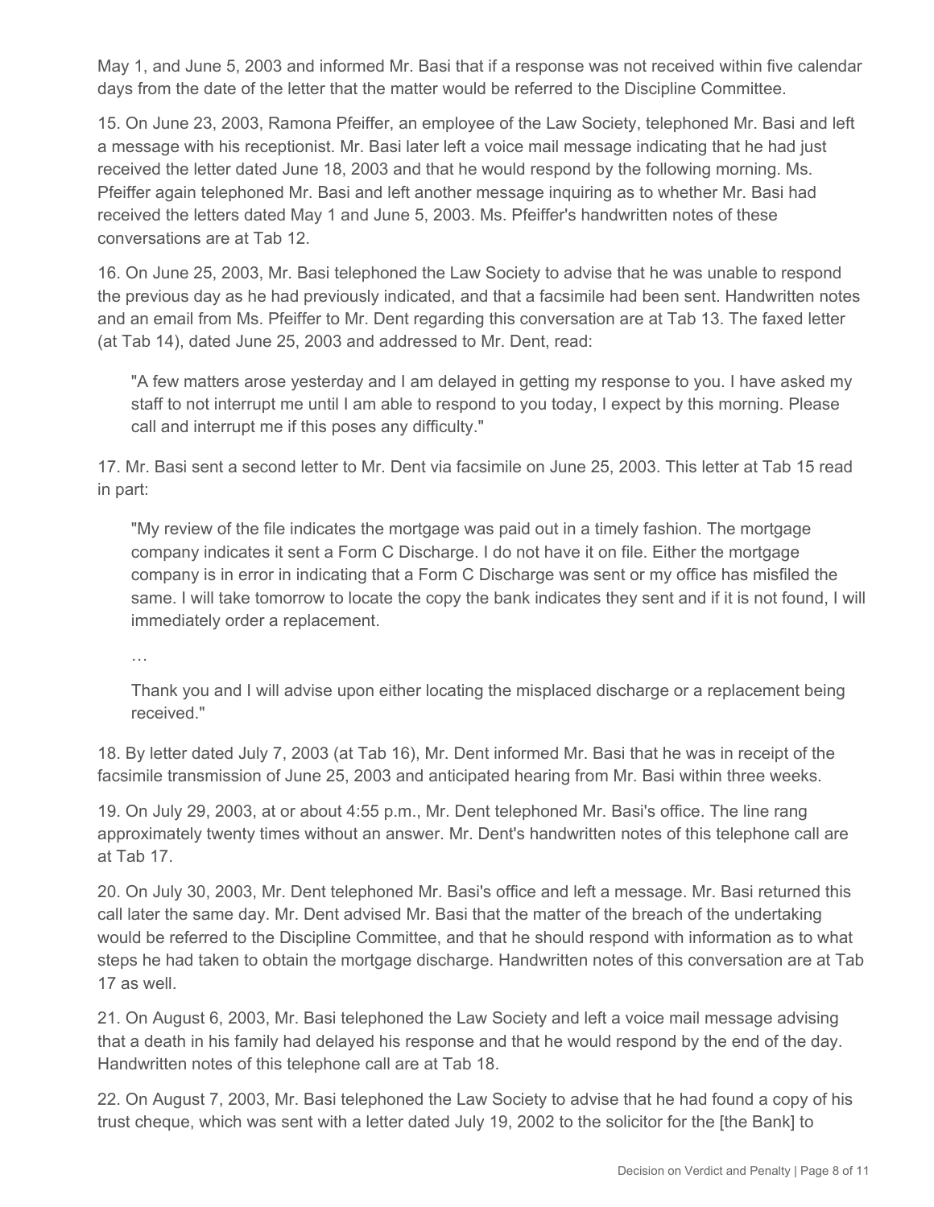May 1, and June 5, 2003 and informed Mr. Basi that if a response was not received within five calendar days from the date of the letter that the matter would be referred to the Discipline Committee.

15. On June 23, 2003, Ramona Pfeiffer, an employee of the Law Society, telephoned Mr. Basi and left a message with his receptionist. Mr. Basi later left a voice mail message indicating that he had just received the letter dated June 18, 2003 and that he would respond by the following morning. Ms. Pfeiffer again telephoned Mr. Basi and left another message inquiring as to whether Mr. Basi had received the letters dated May 1 and June 5, 2003. Ms. Pfeiffer's handwritten notes of these conversations are at Tab 12.

16. On June 25, 2003, Mr. Basi telephoned the Law Society to advise that he was unable to respond the previous day as he had previously indicated, and that a facsimile had been sent. Handwritten notes and an email from Ms. Pfeiffer to Mr. Dent regarding this conversation are at Tab 13. The faxed letter (at Tab 14), dated June 25, 2003 and addressed to Mr. Dent, read:

> "A few matters arose yesterday and I am delayed in getting my response to you. I have asked my staff to not interrupt me until I am able to respond to you today, I expect by this morning. Please call and interrupt me if this poses any difficulty."

17. Mr. Basi sent a second letter to Mr. Dent via facsimile on June 25, 2003. This letter at Tab 15 read in part:

> "My review of the file indicates the mortgage was paid out in a timely fashion. The mortgage company indicates it sent a Form C Discharge. I do not have it on file. Either the mortgage company is in error in indicating that a Form C Discharge was sent or my office has misfiled the same. I will take tomorrow to locate the copy the bank indicates they sent and if it is not found, I will immediately order a replacement.
>
> …
>
> Thank you and I will advise upon either locating the misplaced discharge or a replacement being received."

18. By letter dated July 7, 2003 (at Tab 16), Mr. Dent informed Mr. Basi that he was in receipt of the facsimile transmission of June 25, 2003 and anticipated hearing from Mr. Basi within three weeks.

19. On July 29, 2003, at or about 4:55 p.m., Mr. Dent telephoned Mr. Basi's office. The line rang approximately twenty times without an answer. Mr. Dent's handwritten notes of this telephone call are at Tab 17.

20. On July 30, 2003, Mr. Dent telephoned Mr. Basi's office and left a message. Mr. Basi returned this call later the same day. Mr. Dent advised Mr. Basi that the matter of the breach of the undertaking would be referred to the Discipline Committee, and that he should respond with information as to what steps he had taken to obtain the mortgage discharge. Handwritten notes of this conversation are at Tab 17 as well.

21. On August 6, 2003, Mr. Basi telephoned the Law Society and left a voice mail message advising that a death in his family had delayed his response and that he would respond by the end of the day. Handwritten notes of this telephone call are at Tab 18.

22. On August 7, 2003, Mr. Basi telephoned the Law Society to advise that he had found a copy of his trust cheque, which was sent with a letter dated July 19, 2002 to the solicitor for the [the Bank] to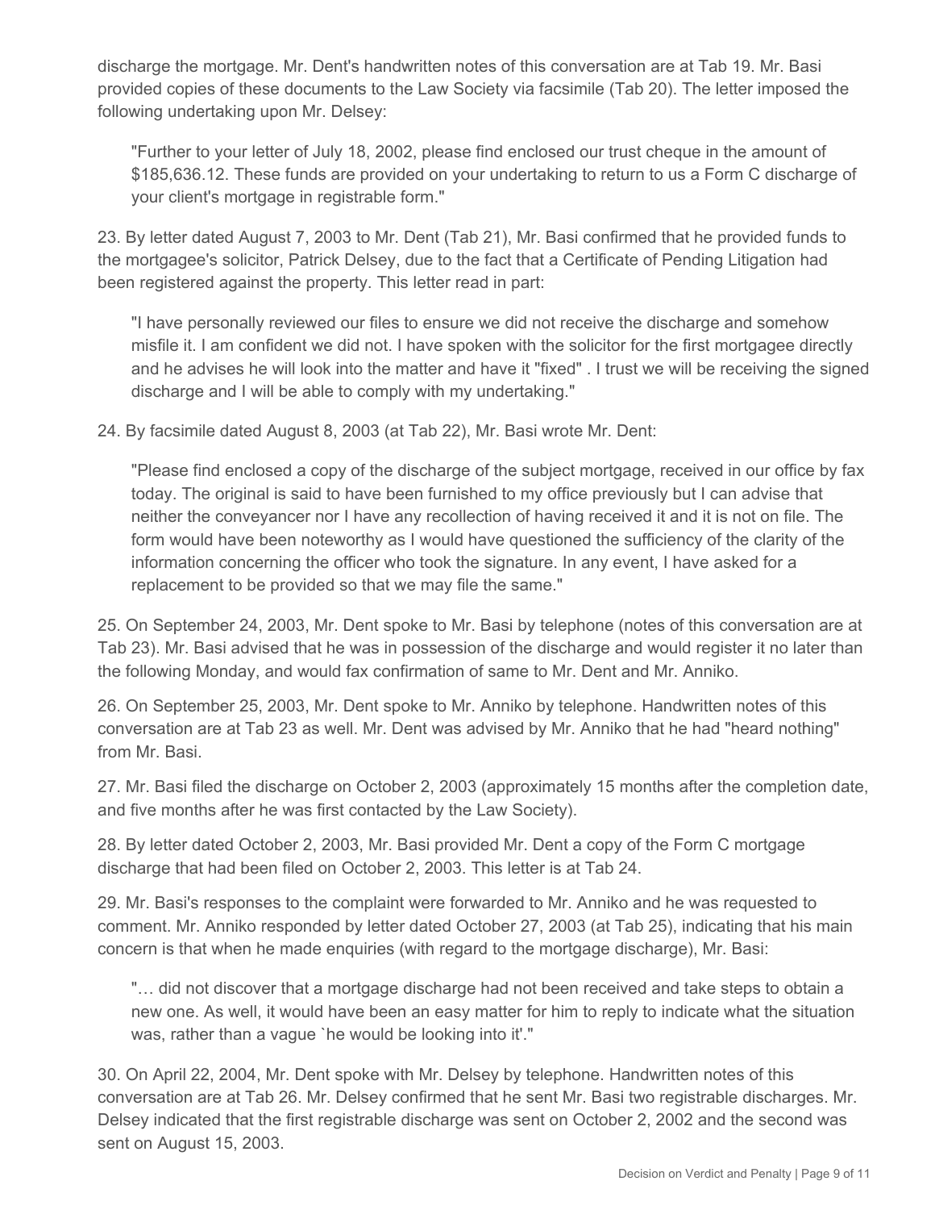discharge the mortgage. Mr. Dent's handwritten notes of this conversation are at Tab 19. Mr. Basi provided copies of these documents to the Law Society via facsimile (Tab 20). The letter imposed the following undertaking upon Mr. Delsey:

> "Further to your letter of July 18, 2002, please find enclosed our trust cheque in the amount of $185,636.12. These funds are provided on your undertaking to return to us a Form C discharge of your client's mortgage in registrable form."

23. By letter dated August 7, 2003 to Mr. Dent (Tab 21), Mr. Basi confirmed that he provided funds to the mortgagee's solicitor, Patrick Delsey, due to the fact that a Certificate of Pending Litigation had been registered against the property. This letter read in part:

> "I have personally reviewed our files to ensure we did not receive the discharge and somehow misfile it. I am confident we did not. I have spoken with the solicitor for the first mortgagee directly and he advises he will look into the matter and have it "fixed" . I trust we will be receiving the signed discharge and I will be able to comply with my undertaking."

24. By facsimile dated August 8, 2003 (at Tab 22), Mr. Basi wrote Mr. Dent:

> "Please find enclosed a copy of the discharge of the subject mortgage, received in our office by fax today. The original is said to have been furnished to my office previously but I can advise that neither the conveyancer nor I have any recollection of having received it and it is not on file. The form would have been noteworthy as I would have questioned the sufficiency of the clarity of the information concerning the officer who took the signature. In any event, I have asked for a replacement to be provided so that we may file the same."

25. On September 24, 2003, Mr. Dent spoke to Mr. Basi by telephone (notes of this conversation are at Tab 23). Mr. Basi advised that he was in possession of the discharge and would register it no later than the following Monday, and would fax confirmation of same to Mr. Dent and Mr. Anniko.

26. On September 25, 2003, Mr. Dent spoke to Mr. Anniko by telephone. Handwritten notes of this conversation are at Tab 23 as well. Mr. Dent was advised by Mr. Anniko that he had "heard nothing" from Mr. Basi.

27. Mr. Basi filed the discharge on October 2, 2003 (approximately 15 months after the completion date, and five months after he was first contacted by the Law Society).

28. By letter dated October 2, 2003, Mr. Basi provided Mr. Dent a copy of the Form C mortgage discharge that had been filed on October 2, 2003. This letter is at Tab 24.

29. Mr. Basi's responses to the complaint were forwarded to Mr. Anniko and he was requested to comment. Mr. Anniko responded by letter dated October 27, 2003 (at Tab 25), indicating that his main concern is that when he made enquiries (with regard to the mortgage discharge), Mr. Basi:

> "… did not discover that a mortgage discharge had not been received and take steps to obtain a new one. As well, it would have been an easy matter for him to reply to indicate what the situation was, rather than a vague `he would be looking into it'."

30. On April 22, 2004, Mr. Dent spoke with Mr. Delsey by telephone. Handwritten notes of this conversation are at Tab 26. Mr. Delsey confirmed that he sent Mr. Basi two registrable discharges. Mr. Delsey indicated that the first registrable discharge was sent on October 2, 2002 and the second was sent on August 15, 2003.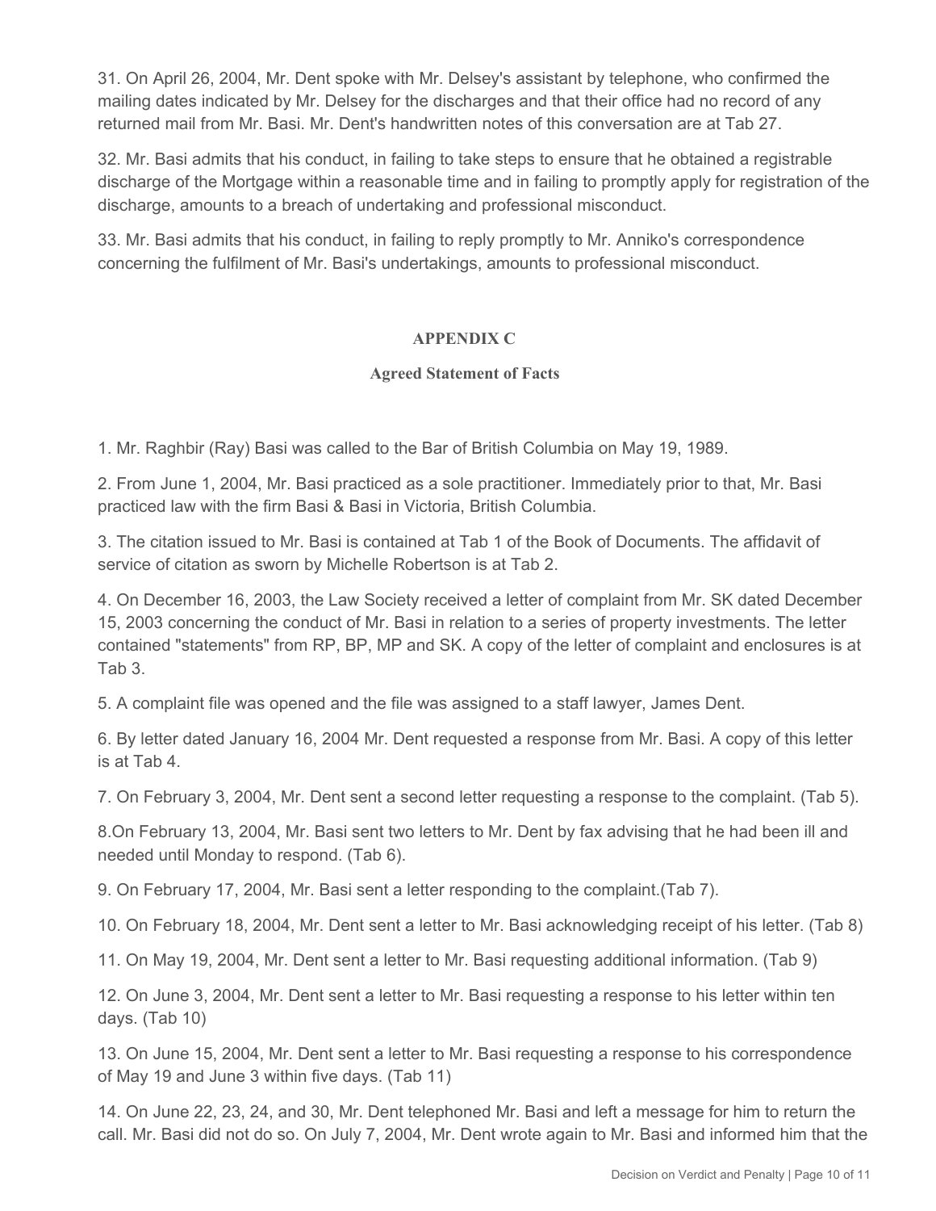31. On April 26, 2004, Mr. Dent spoke with Mr. Delsey's assistant by telephone, who confirmed the mailing dates indicated by Mr. Delsey for the discharges and that their office had no record of any returned mail from Mr. Basi. Mr. Dent's handwritten notes of this conversation are at Tab 27.

32. Mr. Basi admits that his conduct, in failing to take steps to ensure that he obtained a registrable discharge of the Mortgage within a reasonable time and in failing to promptly apply for registration of the discharge, amounts to a breach of undertaking and professional misconduct.

33. Mr. Basi admits that his conduct, in failing to reply promptly to Mr. Anniko's correspondence concerning the fulfilment of Mr. Basi's undertakings, amounts to professional misconduct.

## APPENDIX C

### Agreed Statement of Facts

1. Mr. Raghbir (Ray) Basi was called to the Bar of British Columbia on May 19, 1989.

2. From June 1, 2004, Mr. Basi practiced as a sole practitioner. Immediately prior to that, Mr. Basi practiced law with the firm Basi & Basi in Victoria, British Columbia.

3. The citation issued to Mr. Basi is contained at Tab 1 of the Book of Documents. The affidavit of service of citation as sworn by Michelle Robertson is at Tab 2.

4. On December 16, 2003, the Law Society received a letter of complaint from Mr. SK dated December 15, 2003 concerning the conduct of Mr. Basi in relation to a series of property investments. The letter contained "statements" from RP, BP, MP and SK. A copy of the letter of complaint and enclosures is at Tab 3.

5. A complaint file was opened and the file was assigned to a staff lawyer, James Dent.

6. By letter dated January 16, 2004 Mr. Dent requested a response from Mr. Basi. A copy of this letter is at Tab 4.

7. On February 3, 2004, Mr. Dent sent a second letter requesting a response to the complaint. (Tab 5).

8.On February 13, 2004, Mr. Basi sent two letters to Mr. Dent by fax advising that he had been ill and needed until Monday to respond. (Tab 6).

9. On February 17, 2004, Mr. Basi sent a letter responding to the complaint.(Tab 7).

10. On February 18, 2004, Mr. Dent sent a letter to Mr. Basi acknowledging receipt of his letter. (Tab 8)

11. On May 19, 2004, Mr. Dent sent a letter to Mr. Basi requesting additional information. (Tab 9)

12. On June 3, 2004, Mr. Dent sent a letter to Mr. Basi requesting a response to his letter within ten days. (Tab 10)

13. On June 15, 2004, Mr. Dent sent a letter to Mr. Basi requesting a response to his correspondence of May 19 and June 3 within five days. (Tab 11)

14. On June 22, 23, 24, and 30, Mr. Dent telephoned Mr. Basi and left a message for him to return the call. Mr. Basi did not do so. On July 7, 2004, Mr. Dent wrote again to Mr. Basi and informed him that the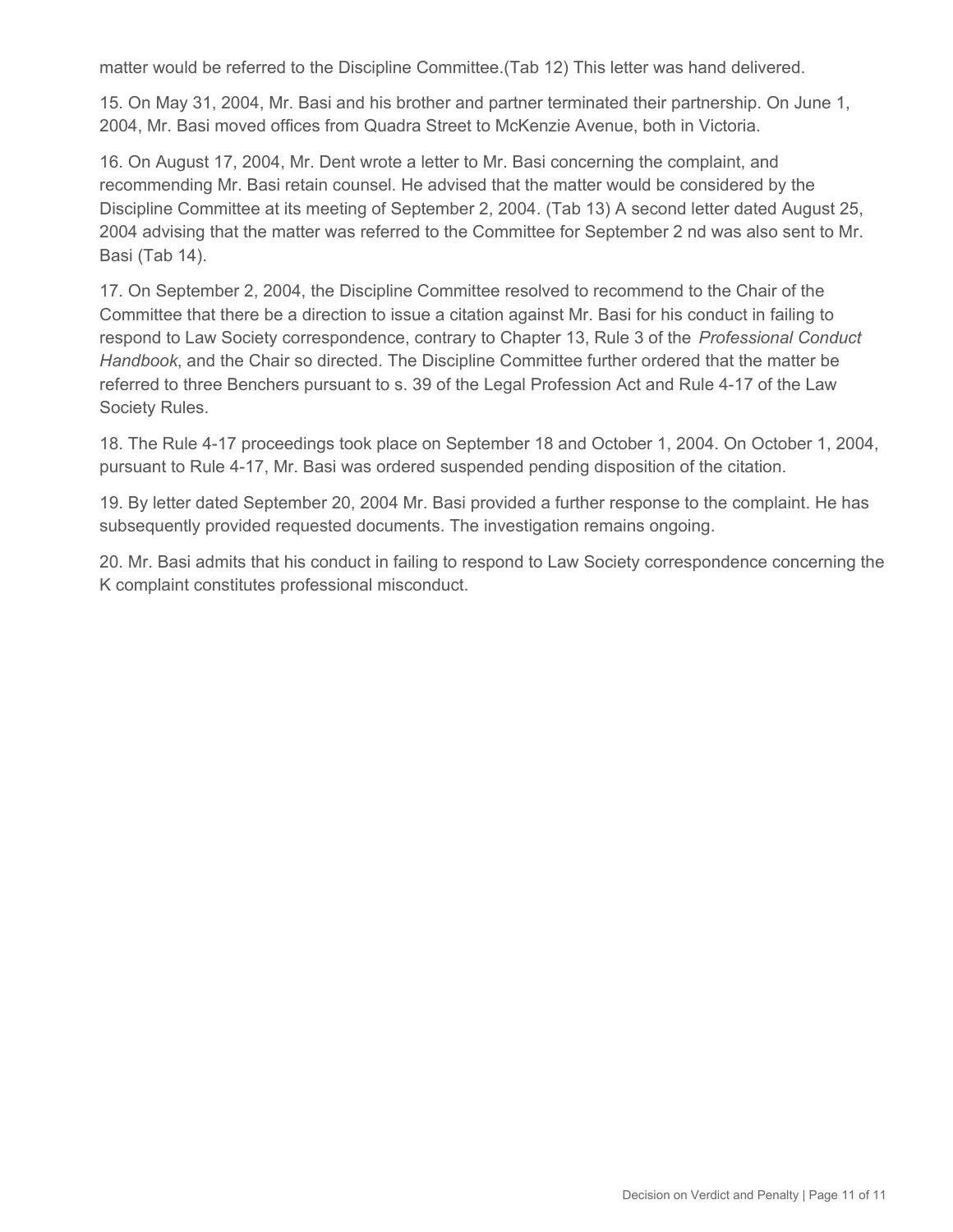matter would be referred to the Discipline Committee.(Tab 12) This letter was hand delivered.

15. On May 31, 2004, Mr. Basi and his brother and partner terminated their partnership. On June 1, 2004, Mr. Basi moved offices from Quadra Street to McKenzie Avenue, both in Victoria.

16. On August 17, 2004, Mr. Dent wrote a letter to Mr. Basi concerning the complaint, and recommending Mr. Basi retain counsel. He advised that the matter would be considered by the Discipline Committee at its meeting of September 2, 2004. (Tab 13) A second letter dated August 25, 2004 advising that the matter was referred to the Committee for September 2 nd was also sent to Mr. Basi (Tab 14).

17. On September 2, 2004, the Discipline Committee resolved to recommend to the Chair of the Committee that there be a direction to issue a citation against Mr. Basi for his conduct in failing to respond to Law Society correspondence, contrary to Chapter 13, Rule 3 of the *Professional Conduct Handbook*, and the Chair so directed. The Discipline Committee further ordered that the matter be referred to three Benchers pursuant to s. 39 of the Legal Profession Act and Rule 4-17 of the Law Society Rules.

18. The Rule 4-17 proceedings took place on September 18 and October 1, 2004. On October 1, 2004, pursuant to Rule 4-17, Mr. Basi was ordered suspended pending disposition of the citation.

19. By letter dated September 20, 2004 Mr. Basi provided a further response to the complaint. He has subsequently provided requested documents. The investigation remains ongoing.

20. Mr. Basi admits that his conduct in failing to respond to Law Society correspondence concerning the K complaint constitutes professional misconduct.